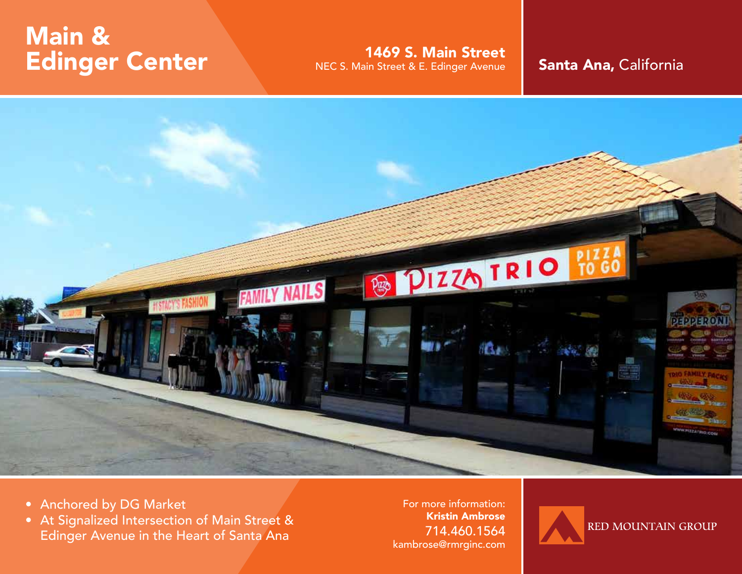# Main & Edinger Center

**1469 S. Main Street**
NEC S. Main Street & E. Edinger Avenue

**Santa Ana,** California

- Anchored by DG Market
- At Signalized Intersection of Main Street & Edinger Avenue in the Heart of Santa Ana

For more information:
**Kristin Ambrose**
714.460.1564
kambrose@rmrginc.com

RED MOUNTAIN GROUP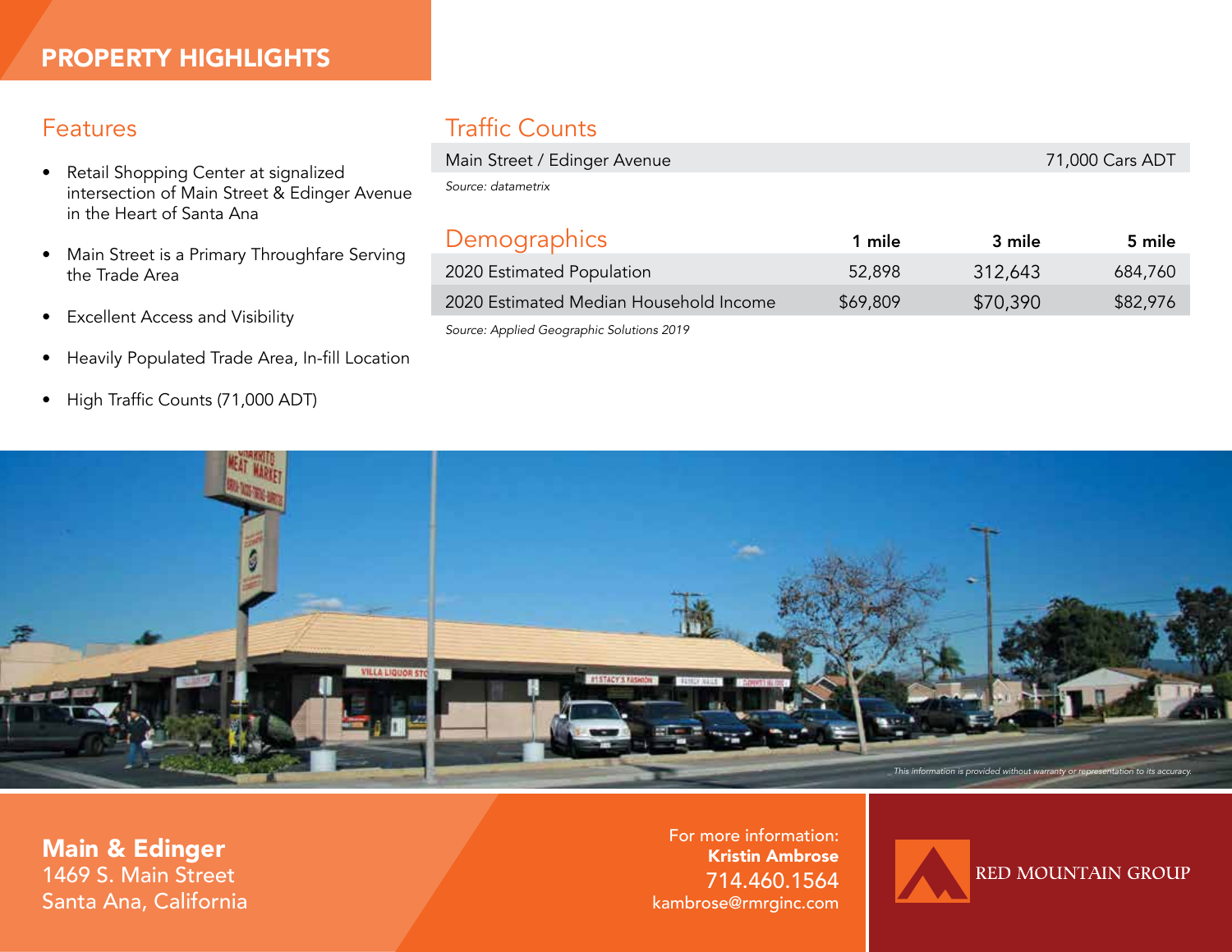# PROPERTY HIGHLIGHTS

## Features

- Retail Shopping Center at signalized intersection of Main Street & Edinger Avenue in the Heart of Santa Ana
- Main Street is a Primary Throughfare Serving the Trade Area
- Excellent Access and Visibility
- Heavily Populated Trade Area, In-fill Location
- High Traffic Counts (71,000 ADT)

## Traffic Counts

| Main Street / Edinger Avenue | 71,000 Cars ADT |
|---|---|

*Source: datametrix*

## Demographics

| Demographics | 1 mile | 3 mile | 5 mile |
|---|---|---|---|
| 2020 Estimated Population | 52,898 | 312,643 | 684,760 |
| 2020 Estimated Median Household Income | $69,809 | $70,390 | $82,976 |

*Source: Applied Geographic Solutions 2019*

*This information is provided without warranty or representation to its accuracy.*

**Main & Edinger**
1469 S. Main Street
Santa Ana, California

For more information:
**Kristin Ambrose**
714.460.1564
kambrose@rmrginc.com

RED MOUNTAIN GROUP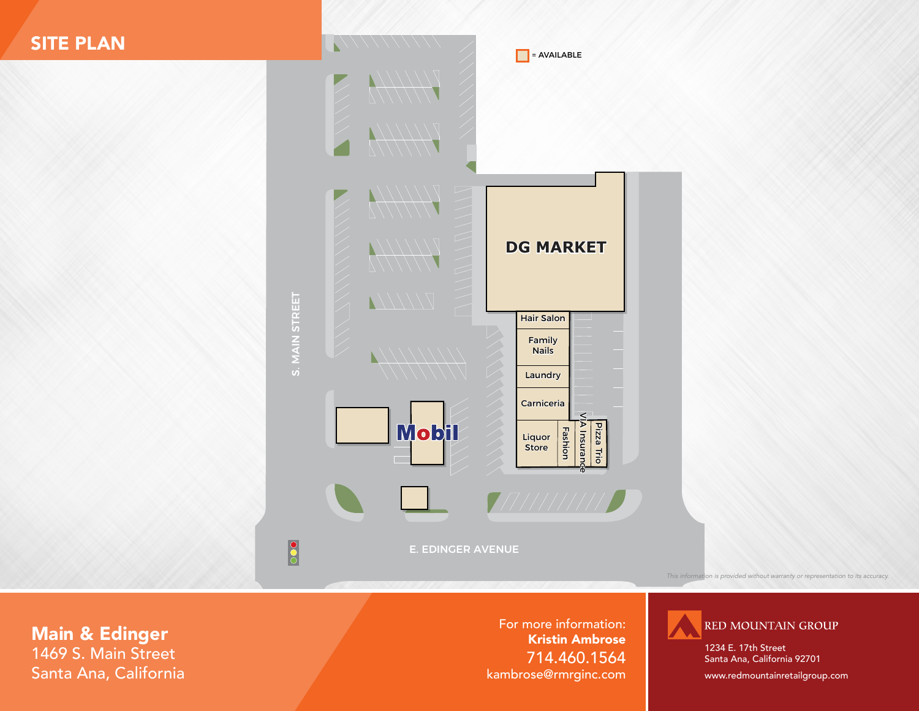# SITE PLAN

= AVAILABLE

DG MARKET

Hair Salon

Family Nails

Laundry

Carniceria

Liquor Store

Fashion

VIA Insurance

Pizza Trio

Mobil

S. MAIN STREET

E. EDINGER AVENUE

*This information is provided without warranty or representation to its accuracy.*

**Main & Edinger**
1469 S. Main Street
Santa Ana, California

For more information:
**Kristin Ambrose**
714.460.1564
kambrose@rmrginc.com

RED MOUNTAIN GROUP
1234 E. 17th Street
Santa Ana, California 92701
www.redmountainretailgroup.com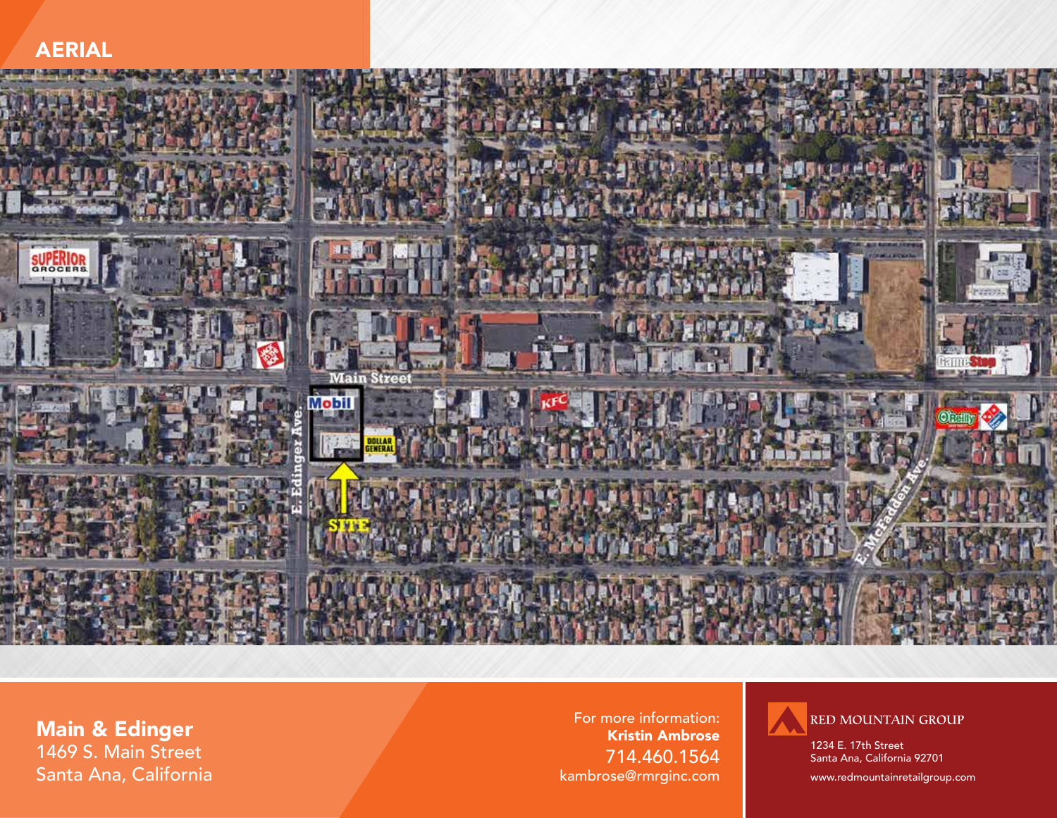# AERIAL

Main Street

E. Edinger Ave.

E. McFadden Ave.

SITE

**Main & Edinger**
1469 S. Main Street
Santa Ana, California

For more information:
**Kristin Ambrose**
714.460.1564
kambrose@rmrginc.com

RED MOUNTAIN GROUP
1234 E. 17th Street
Santa Ana, California 92701
www.redmountainretailgroup.com